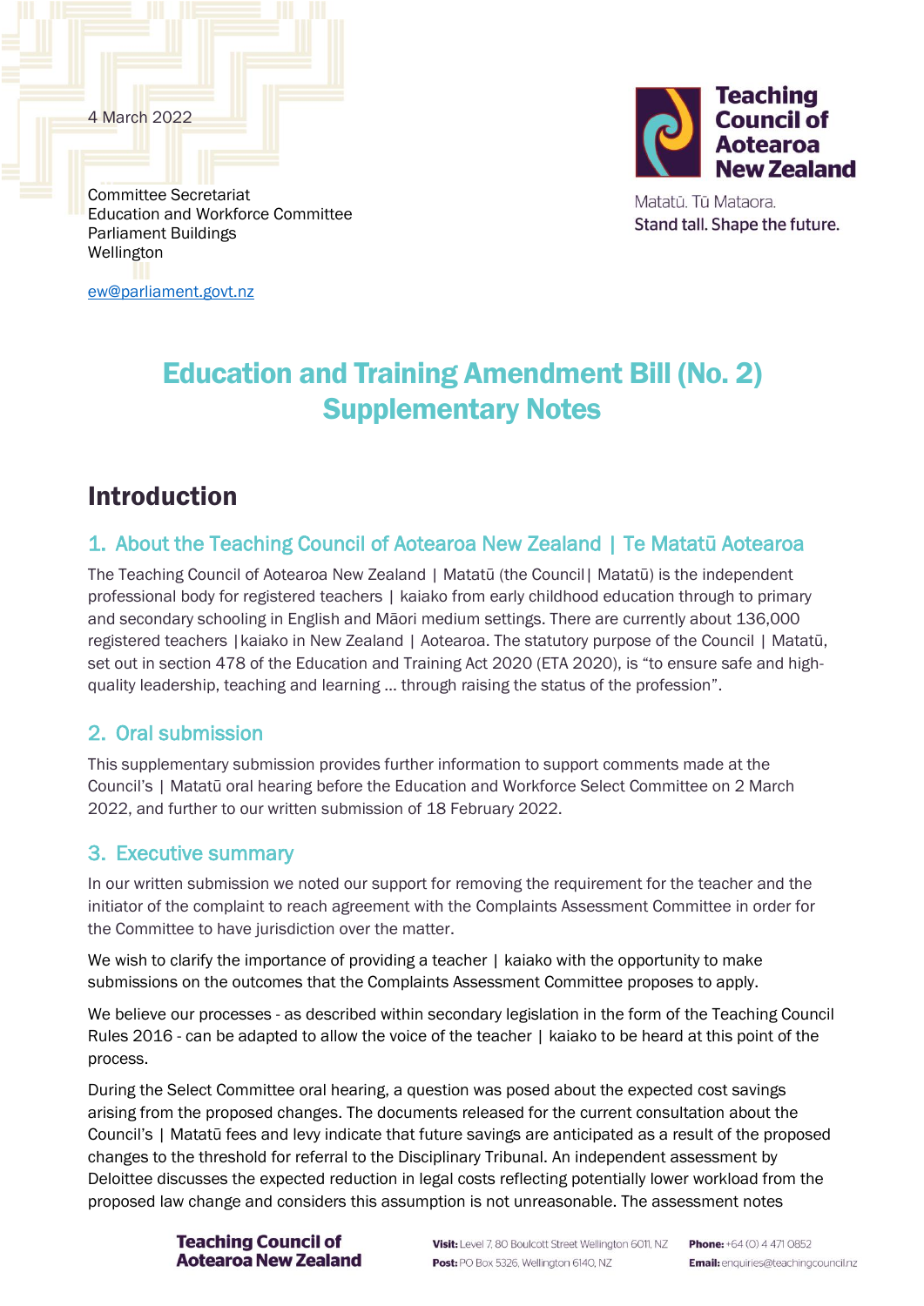4 March 2022

Committee Secretariat
Education and Workforce Committee
Parliament Buildings
Wellington

ew@parliament.govt.nz

Teaching Council of Aotearoa New Zealand

Matatū. Tū Mataora.
Stand tall. Shape the future.

# Education and Training Amendment Bill (No. 2) Supplementary Notes

## Introduction

### 1. About the Teaching Council of Aotearoa New Zealand | Te Matatū Aotearoa

The Teaching Council of Aotearoa New Zealand | Matatū (the Council| Matatū) is the independent professional body for registered teachers | kaiako from early childhood education through to primary and secondary schooling in English and Māori medium settings. There are currently about 136,000 registered teachers |kaiako in New Zealand | Aotearoa. The statutory purpose of the Council | Matatū, set out in section 478 of the Education and Training Act 2020 (ETA 2020), is "to ensure safe and high-quality leadership, teaching and learning ... through raising the status of the profession".

### 2. Oral submission

This supplementary submission provides further information to support comments made at the Council's | Matatū oral hearing before the Education and Workforce Select Committee on 2 March 2022, and further to our written submission of 18 February 2022.

### 3. Executive summary

In our written submission we noted our support for removing the requirement for the teacher and the initiator of the complaint to reach agreement with the Complaints Assessment Committee in order for the Committee to have jurisdiction over the matter.

We wish to clarify the importance of providing a teacher | kaiako with the opportunity to make submissions on the outcomes that the Complaints Assessment Committee proposes to apply.

We believe our processes - as described within secondary legislation in the form of the Teaching Council Rules 2016 - can be adapted to allow the voice of the teacher | kaiako to be heard at this point of the process.

During the Select Committee oral hearing, a question was posed about the expected cost savings arising from the proposed changes. The documents released for the current consultation about the Council's | Matatū fees and levy indicate that future savings are anticipated as a result of the proposed changes to the threshold for referral to the Disciplinary Tribunal. An independent assessment by Deloittee discusses the expected reduction in legal costs reflecting potentially lower workload from the proposed law change and considers this assumption is not unreasonable. The assessment notes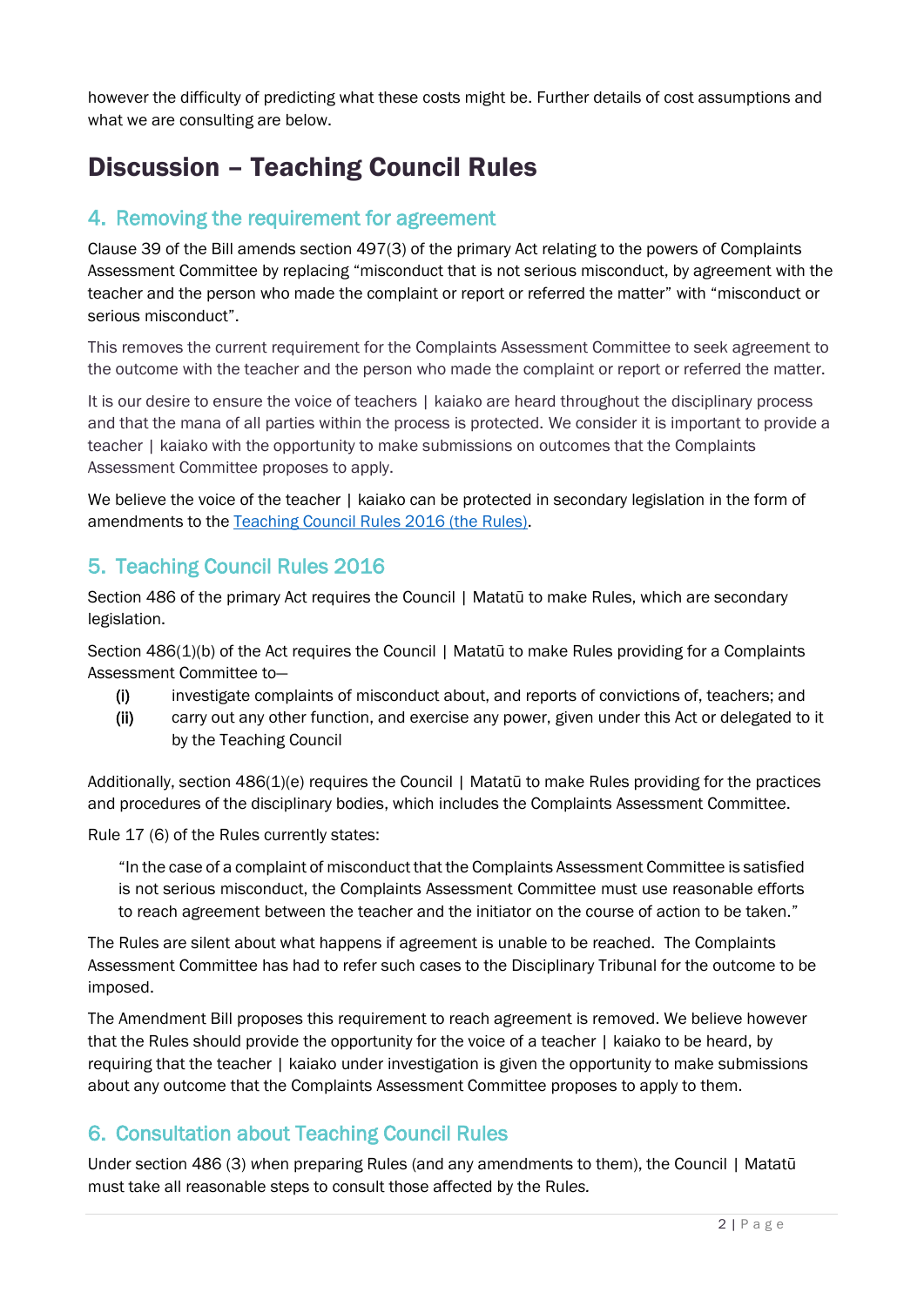however the difficulty of predicting what these costs might be. Further details of cost assumptions and what we are consulting are below.

# Discussion – Teaching Council Rules

## 4. Removing the requirement for agreement

Clause 39 of the Bill amends section 497(3) of the primary Act relating to the powers of Complaints Assessment Committee by replacing "misconduct that is not serious misconduct, by agreement with the teacher and the person who made the complaint or report or referred the matter" with "misconduct or serious misconduct".

This removes the current requirement for the Complaints Assessment Committee to seek agreement to the outcome with the teacher and the person who made the complaint or report or referred the matter.

It is our desire to ensure the voice of teachers | kaiako are heard throughout the disciplinary process and that the mana of all parties within the process is protected. We consider it is important to provide a teacher | kaiako with the opportunity to make submissions on outcomes that the Complaints Assessment Committee proposes to apply.

We believe the voice of the teacher | kaiako can be protected in secondary legislation in the form of amendments to the Teaching Council Rules 2016 (the Rules).

## 5. Teaching Council Rules 2016

Section 486 of the primary Act requires the Council | Matatū to make Rules, which are secondary legislation.

Section 486(1)(b) of the Act requires the Council | Matatū to make Rules providing for a Complaints Assessment Committee to—

- **(i)** investigate complaints of misconduct about, and reports of convictions of, teachers; and
- **(ii)** carry out any other function, and exercise any power, given under this Act or delegated to it by the Teaching Council

Additionally, section 486(1)(e) requires the Council | Matatū to make Rules providing for the practices and procedures of the disciplinary bodies, which includes the Complaints Assessment Committee.

Rule 17 (6) of the Rules currently states:

> "In the case of a complaint of misconduct that the Complaints Assessment Committee is satisfied is not serious misconduct, the Complaints Assessment Committee must use reasonable efforts to reach agreement between the teacher and the initiator on the course of action to be taken."

The Rules are silent about what happens if agreement is unable to be reached. The Complaints Assessment Committee has had to refer such cases to the Disciplinary Tribunal for the outcome to be imposed.

The Amendment Bill proposes this requirement to reach agreement is removed. We believe however that the Rules should provide the opportunity for the voice of a teacher | kaiako to be heard, by requiring that the teacher | kaiako under investigation is given the opportunity to make submissions about any outcome that the Complaints Assessment Committee proposes to apply to them.

## 6. Consultation about Teaching Council Rules

Under section 486 (3) when preparing Rules (and any amendments to them), the Council | Matatū must take all reasonable steps to consult those affected by the Rules.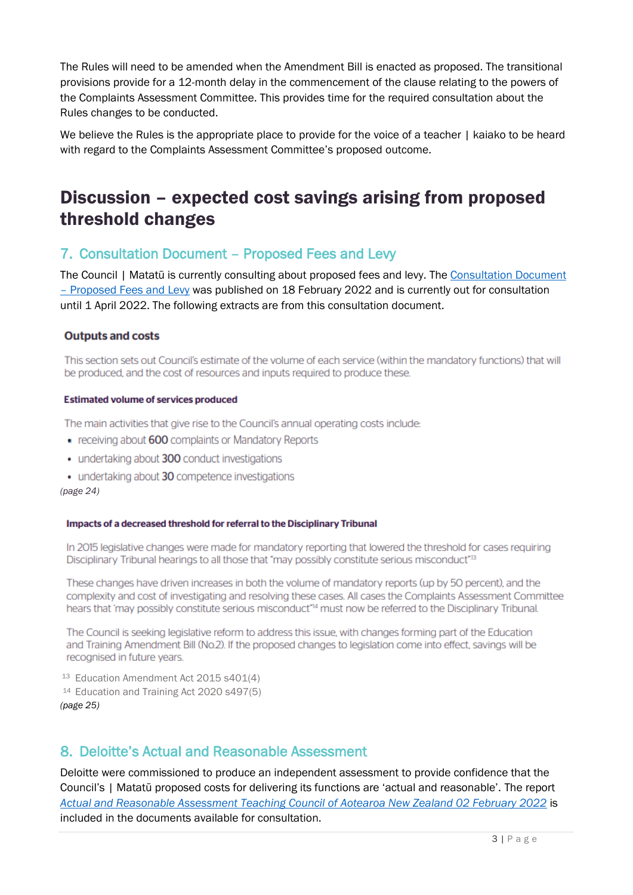The Rules will need to be amended when the Amendment Bill is enacted as proposed. The transitional provisions provide for a 12-month delay in the commencement of the clause relating to the powers of the Complaints Assessment Committee. This provides time for the required consultation about the Rules changes to be conducted.

We believe the Rules is the appropriate place to provide for the voice of a teacher | kaiako to be heard with regard to the Complaints Assessment Committee's proposed outcome.

# Discussion – expected cost savings arising from proposed threshold changes

## 7. Consultation Document – Proposed Fees and Levy

The Council | Matatū is currently consulting about proposed fees and levy. The [Consultation Document – Proposed Fees and Levy]() was published on 18 February 2022 and is currently out for consultation until 1 April 2022. The following extracts are from this consultation document.

> ### Outputs and costs
>
> This section sets out Council's estimate of the volume of each service (within the mandatory functions) that will be produced, and the cost of resources and inputs required to produce these.
>
> #### Estimated volume of services produced
>
> The main activities that give rise to the Council's annual operating costs include:
>
> - receiving about **600** complaints or Mandatory Reports
> - undertaking about **300** conduct investigations
> - undertaking about **30** competence investigations

*(page 24)*

> #### Impacts of a decreased threshold for referral to the Disciplinary Tribunal
>
> In 2015 legislative changes were made for mandatory reporting that lowered the threshold for cases requiring Disciplinary Tribunal hearings to all those that "may possibly constitute serious misconduct"[13]
>
> These changes have driven increases in both the volume of mandatory reports (up by 50 percent), and the complexity and cost of investigating and resolving these cases. All cases the Complaints Assessment Committee hears that 'may possibly constitute serious misconduct"[14] must now be referred to the Disciplinary Tribunal.
>
> The Council is seeking legislative reform to address this issue, with changes forming part of the Education and Training Amendment Bill (No.2). If the proposed changes to legislation come into effect, savings will be recognised in future years.
>
> [13] Education Amendment Act 2015 s401(4)
>
> [14] Education and Training Act 2020 s497(5)

*(page 25)*

## 8. Deloitte's Actual and Reasonable Assessment

Deloitte were commissioned to produce an independent assessment to provide confidence that the Council's | Matatū proposed costs for delivering its functions are 'actual and reasonable'. The report [*Actual and Reasonable Assessment Teaching Council of Aotearoa New Zealand 02 February 2022*]() is included in the documents available for consultation.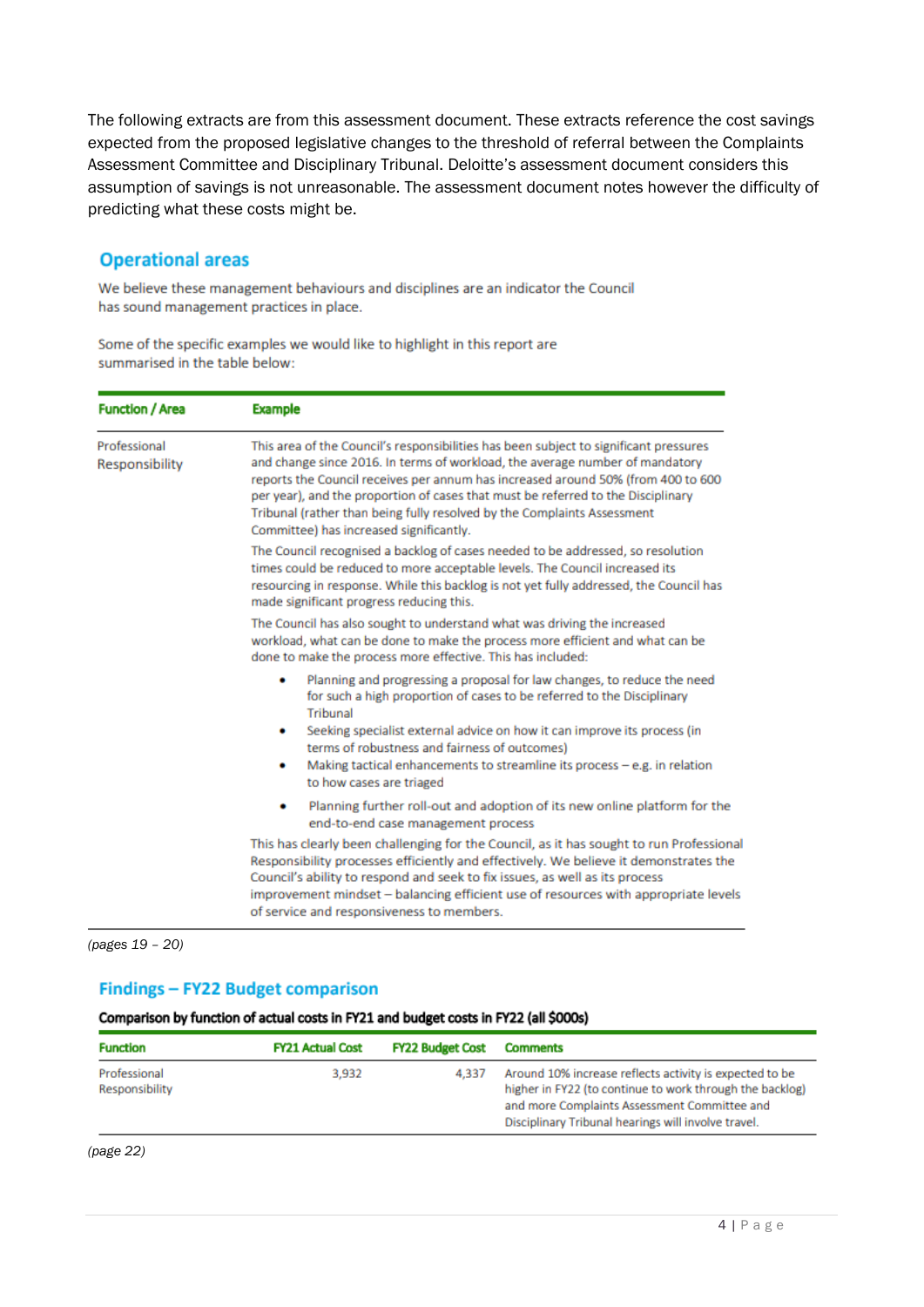The following extracts are from this assessment document. These extracts reference the cost savings expected from the proposed legislative changes to the threshold of referral between the Complaints Assessment Committee and Disciplinary Tribunal. Deloitte's assessment document considers this assumption of savings is not unreasonable. The assessment document notes however the difficulty of predicting what these costs might be.

## Operational areas

We believe these management behaviours and disciplines are an indicator the Council has sound management practices in place.

Some of the specific examples we would like to highlight in this report are summarised in the table below:

| Function / Area | Example |
|---|---|
| Professional Responsibility | This area of the Council's responsibilities has been subject to significant pressures and change since 2016. In terms of workload, the average number of mandatory reports the Council receives per annum has increased around 50% (from 400 to 600 per year), and the proportion of cases that must be referred to the Disciplinary Tribunal (rather than being fully resolved by the Complaints Assessment Committee) has increased significantly.<br><br>The Council recognised a backlog of cases needed to be addressed, so resolution times could be reduced to more acceptable levels. The Council increased its resourcing in response. While this backlog is not yet fully addressed, the Council has made significant progress reducing this.<br><br>The Council has also sought to understand what was driving the increased workload, what can be done to make the process more efficient and what can be done to make the process more effective. This has included:<br>• Planning and progressing a proposal for law changes, to reduce the need for such a high proportion of cases to be referred to the Disciplinary Tribunal<br>• Seeking specialist external advice on how it can improve its process (in terms of robustness and fairness of outcomes)<br>• Making tactical enhancements to streamline its process – e.g. in relation to how cases are triaged<br>• Planning further roll-out and adoption of its new online platform for the end-to-end case management process<br><br>This has clearly been challenging for the Council, as it has sought to run Professional Responsibility processes efficiently and effectively. We believe it demonstrates the Council's ability to respond and seek to fix issues, as well as its process improvement mindset – balancing efficient use of resources with appropriate levels of service and responsiveness to members. |

*(pages 19 – 20)*

## Findings – FY22 Budget comparison

**Comparison by function of actual costs in FY21 and budget costs in FY22 (all $000s)**

| Function | FY21 Actual Cost | FY22 Budget Cost | Comments |
|---|---|---|---|
| Professional Responsibility | 3,932 | 4,337 | Around 10% increase reflects activity is expected to be higher in FY22 (to continue to work through the backlog) and more Complaints Assessment Committee and Disciplinary Tribunal hearings will involve travel. |

*(page 22)*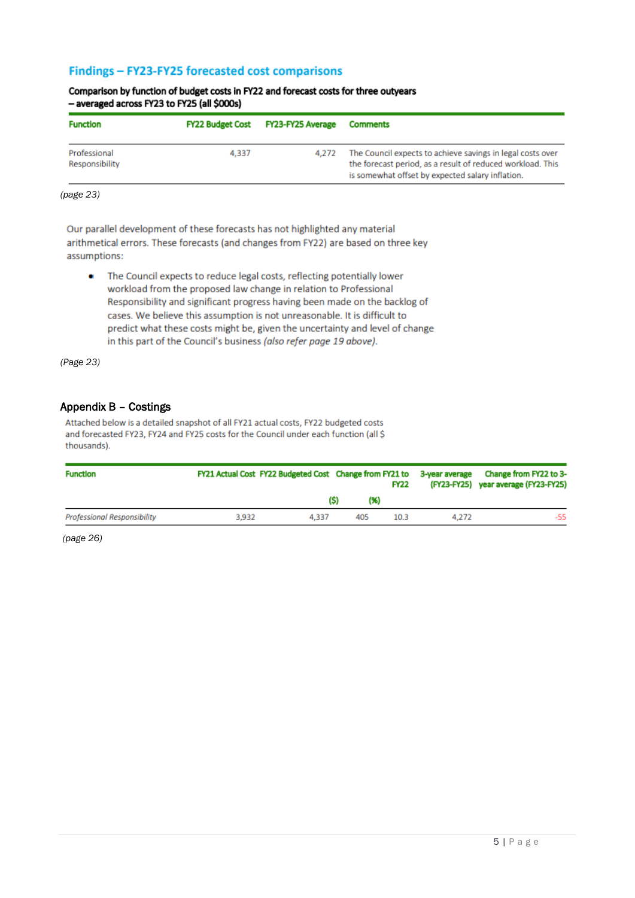## Findings – FY23-FY25 forecasted cost comparisons

**Comparison by function of budget costs in FY22 and forecast costs for three outyears – averaged across FY23 to FY25 (all $000s)**

| Function | FY22 Budget Cost | FY23-FY25 Average | Comments |
|---|---|---|---|
| Professional Responsibility | 4,337 | 4,272 | The Council expects to achieve savings in legal costs over the forecast period, as a result of reduced workload. This is somewhat offset by expected salary inflation. |

*(page 23)*

Our parallel development of these forecasts has not highlighted any material arithmetical errors. These forecasts (and changes from FY22) are based on three key assumptions:

- The Council expects to reduce legal costs, reflecting potentially lower workload from the proposed law change in relation to Professional Responsibility and significant progress having been made on the backlog of cases. We believe this assumption is not unreasonable. It is difficult to predict what these costs might be, given the uncertainty and level of change in this part of the Council's business *(also refer page 19 above)*.

*(Page 23)*

## Appendix B – Costings

Attached below is a detailed snapshot of all FY21 actual costs, FY22 budgeted costs and forecasted FY23, FY24 and FY25 costs for the Council under each function (all $ thousands).

| Function | FY21 Actual Cost | FY22 Budgeted Cost | Change from FY21 to FY22 | | 3-year average (FY23-FY25) | Change from FY22 to 3-year average (FY23-FY25) |
|---|---|---|---|---|---|---|
| | | | ($) | (%) | | |
| *Professional Responsibility* | 3,932 | 4,337 | 405 | 10.3 | 4,272 | -55 |

*(page 26)*